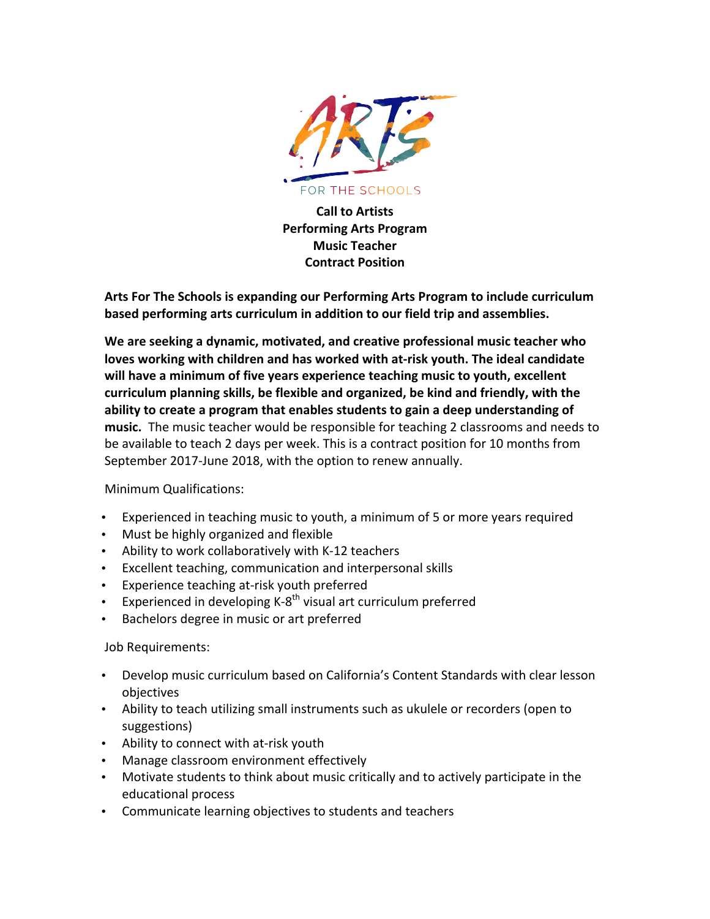ARTS FOR THE SCHOOLS

**Call to Artists**
**Performing Arts Program**
**Music Teacher**
**Contract Position**

**Arts For The Schools is expanding our Performing Arts Program to include curriculum based performing arts curriculum in addition to our field trip and assemblies.**

**We are seeking a dynamic, motivated, and creative professional music teacher who loves working with children and has worked with at-risk youth. The ideal candidate will have a minimum of five years experience teaching music to youth, excellent curriculum planning skills, be flexible and organized, be kind and friendly, with the ability to create a program that enables students to gain a deep understanding of music.** The music teacher would be responsible for teaching 2 classrooms and needs to be available to teach 2 days per week. This is a contract position for 10 months from September 2017-June 2018, with the option to renew annually.

Minimum Qualifications:

- Experienced in teaching music to youth, a minimum of 5 or more years required
- Must be highly organized and flexible
- Ability to work collaboratively with K-12 teachers
- Excellent teaching, communication and interpersonal skills
- Experience teaching at-risk youth preferred
- Experienced in developing K-8th visual art curriculum preferred
- Bachelors degree in music or art preferred

Job Requirements:

- Develop music curriculum based on California's Content Standards with clear lesson objectives
- Ability to teach utilizing small instruments such as ukulele or recorders (open to suggestions)
- Ability to connect with at-risk youth
- Manage classroom environment effectively
- Motivate students to think about music critically and to actively participate in the educational process
- Communicate learning objectives to students and teachers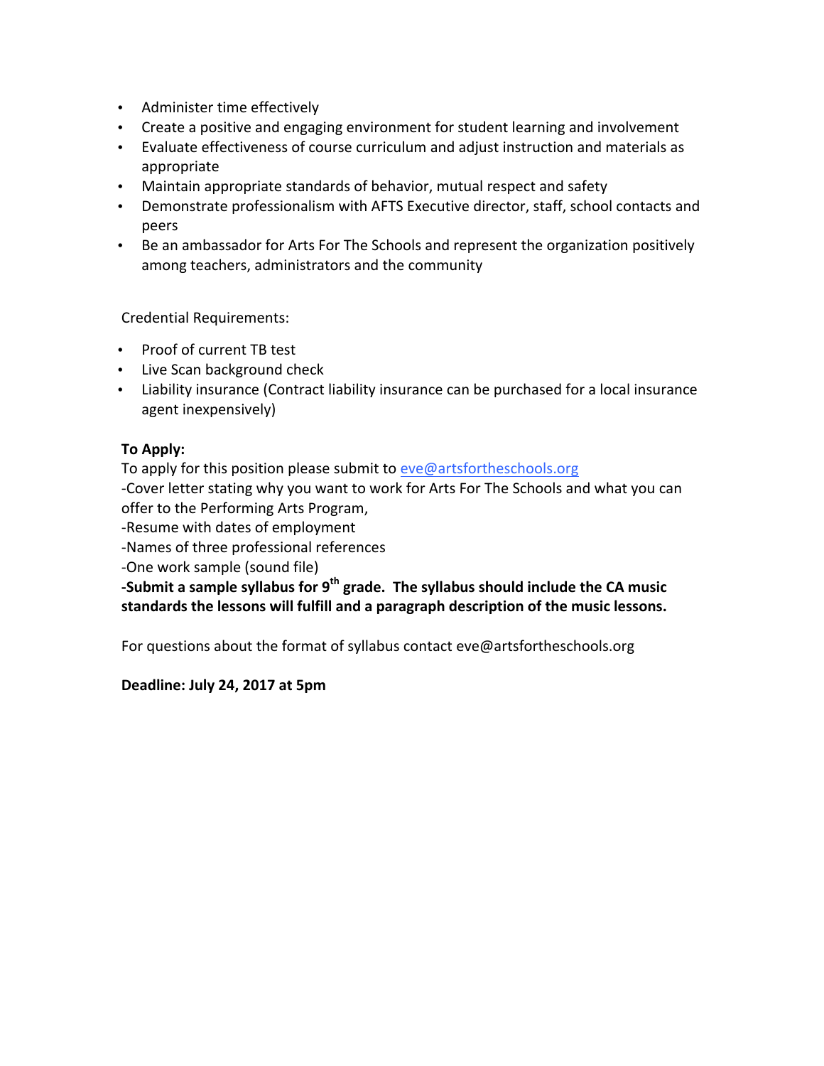- Administer time effectively
- Create a positive and engaging environment for student learning and involvement
- Evaluate effectiveness of course curriculum and adjust instruction and materials as appropriate
- Maintain appropriate standards of behavior, mutual respect and safety
- Demonstrate professionalism with AFTS Executive director, staff, school contacts and peers
- Be an ambassador for Arts For The Schools and represent the organization positively among teachers, administrators and the community

Credential Requirements:

- Proof of current TB test
- Live Scan background check
- Liability insurance (Contract liability insurance can be purchased for a local insurance agent inexpensively)

**To Apply:**

To apply for this position please submit to eve@artsfortheschools.org

-Cover letter stating why you want to work for Arts For The Schools and what you can offer to the Performing Arts Program,

-Resume with dates of employment

-Names of three professional references

-One work sample (sound file)

**-Submit a sample syllabus for 9th grade. The syllabus should include the CA music standards the lessons will fulfill and a paragraph description of the music lessons.**

For questions about the format of syllabus contact eve@artsfortheschools.org

**Deadline: July 24, 2017 at 5pm**